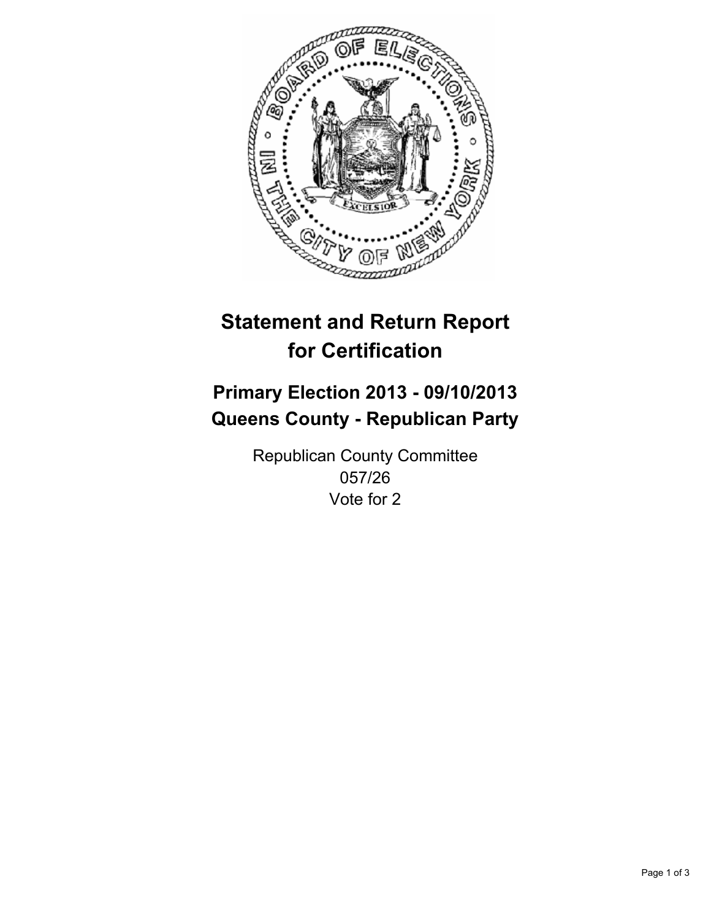# Statement and Return Report for Certification

## Primary Election 2013 - 09/10/2013
## Queens County - Republican Party

Republican County Committee
057/26
Vote for 2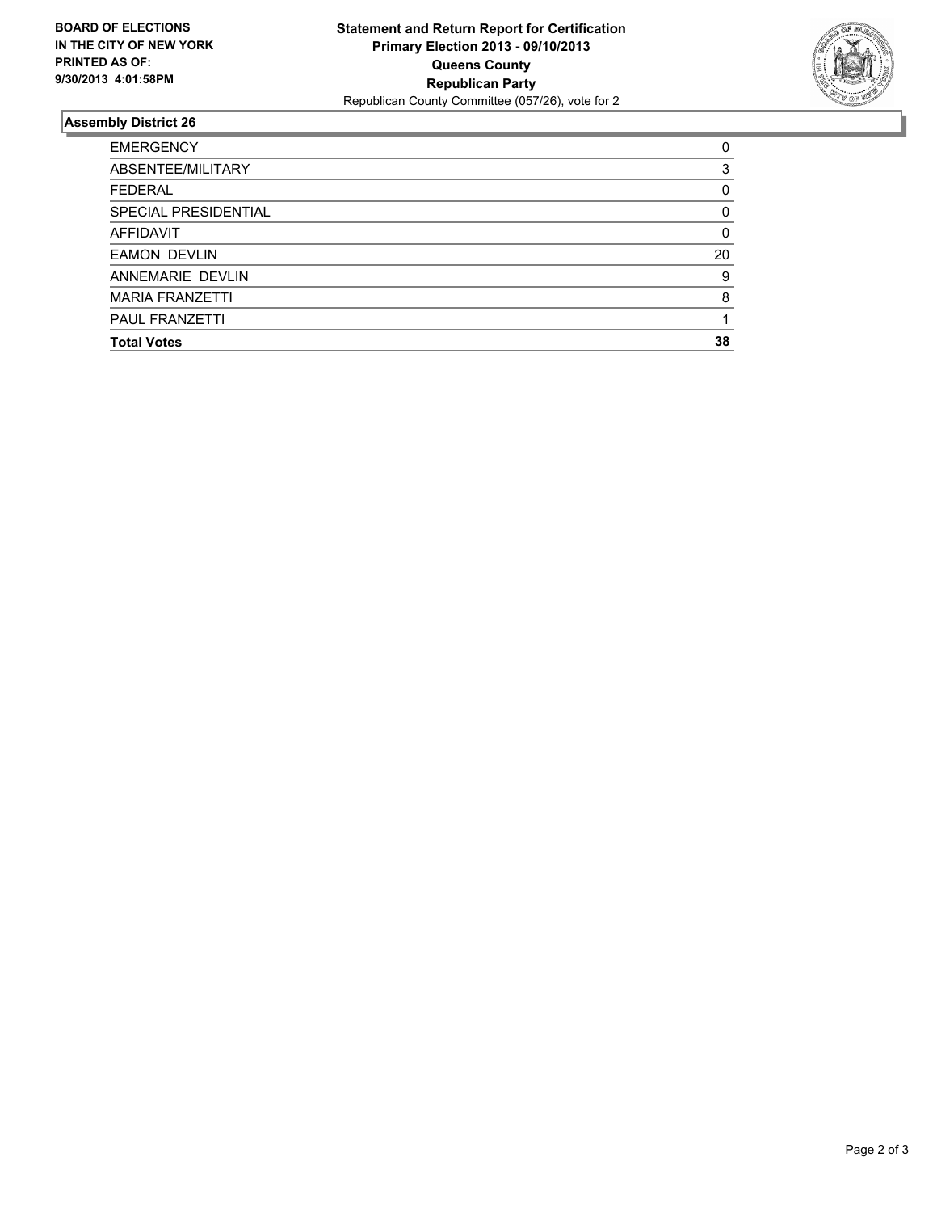**BOARD OF ELECTIONS IN THE CITY OF NEW YORK PRINTED AS OF: 9/30/2013 4:01:58PM**

**Statement and Return Report for Certification**
**Primary Election 2013 - 09/10/2013**
**Queens County**
**Republican Party**
Republican County Committee (057/26), vote for 2

## Assembly District 26

| | |
|---|---|
| EMERGENCY | 0 |
| ABSENTEE/MILITARY | 3 |
| FEDERAL | 0 |
| SPECIAL PRESIDENTIAL | 0 |
| AFFIDAVIT | 0 |
| EAMON DEVLIN | 20 |
| ANNEMARIE DEVLIN | 9 |
| MARIA FRANZETTI | 8 |
| PAUL FRANZETTI | 1 |
| **Total Votes** | **38** |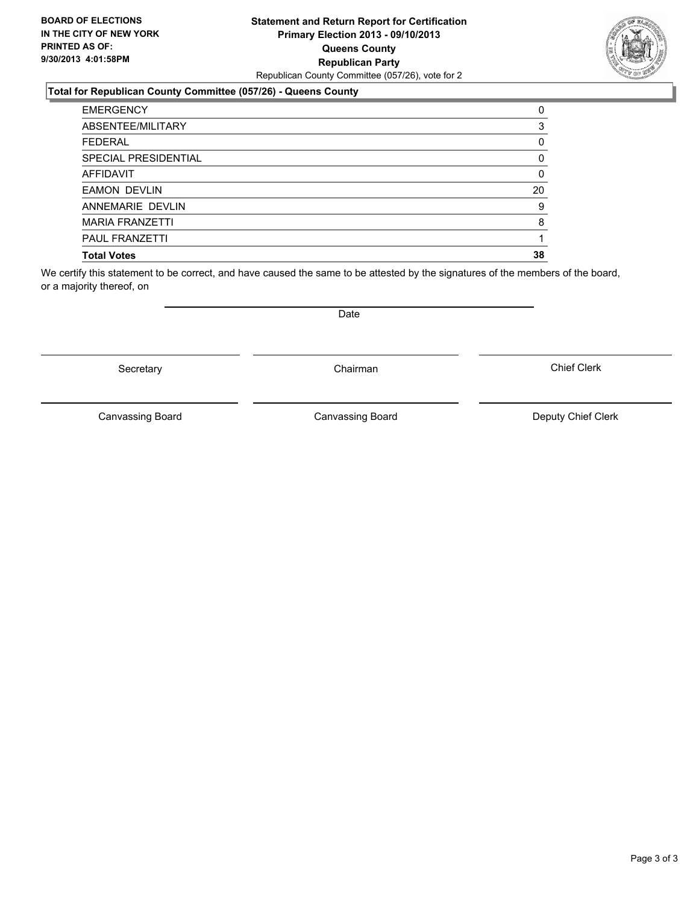**BOARD OF ELECTIONS**
**IN THE CITY OF NEW YORK**
**PRINTED AS OF:**
**9/30/2013 4:01:58PM**

**Statement and Return Report for Certification**
**Primary Election 2013 - 09/10/2013**
**Queens County**
**Republican Party**
Republican County Committee (057/26), vote for 2

### Total for Republican County Committee (057/26) - Queens County

| | |
|---|---|
| EMERGENCY | 0 |
| ABSENTEE/MILITARY | 3 |
| FEDERAL | 0 |
| SPECIAL PRESIDENTIAL | 0 |
| AFFIDAVIT | 0 |
| EAMON DEVLIN | 20 |
| ANNEMARIE DEVLIN | 9 |
| MARIA FRANZETTI | 8 |
| PAUL FRANZETTI | 1 |
| **Total Votes** | **38** |

We certify this statement to be correct, and have caused the same to be attested by the signatures of the members of the board, or a majority thereof, on

Date

Secretary

Chairman

Chief Clerk

Canvassing Board

Canvassing Board

Deputy Chief Clerk